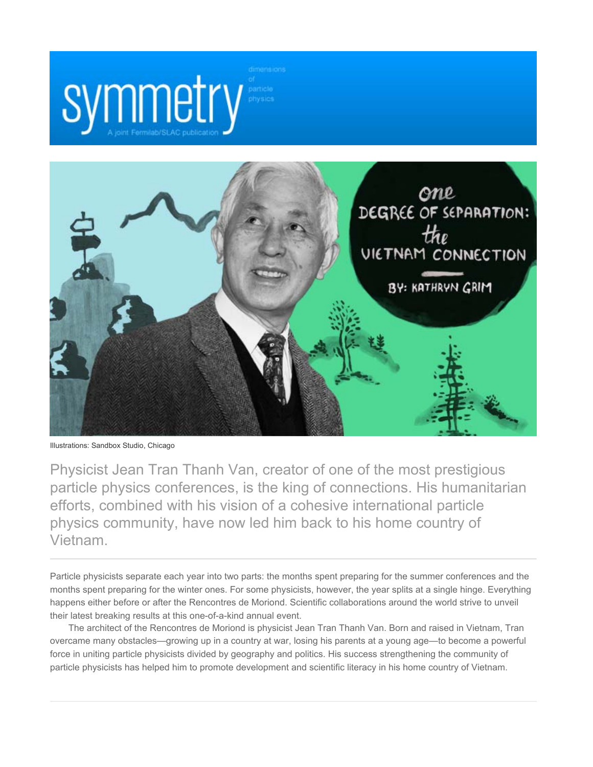# One Degree of Separation: the Vietnam Connection

By: Kathryn Grim

Illustrations: Sandbox Studio, Chicago

Physicist Jean Tran Thanh Van, creator of one of the most prestigious particle physics conferences, is the king of connections. His humanitarian efforts, combined with his vision of a cohesive international particle physics community, have now led him back to his home country of Vietnam.

---

Particle physicists separate each year into two parts: the months spent preparing for the summer conferences and the months spent preparing for the winter ones. For some physicists, however, the year splits at a single hinge. Everything happens either before or after the Rencontres de Moriond. Scientific collaborations around the world strive to unveil their latest breaking results at this one-of-a-kind annual event.

The architect of the Rencontres de Moriond is physicist Jean Tran Thanh Van. Born and raised in Vietnam, Tran overcame many obstacles—growing up in a country at war, losing his parents at a young age—to become a powerful force in uniting particle physicists divided by geography and politics. His success strengthening the community of particle physicists has helped him to promote development and scientific literacy in his home country of Vietnam.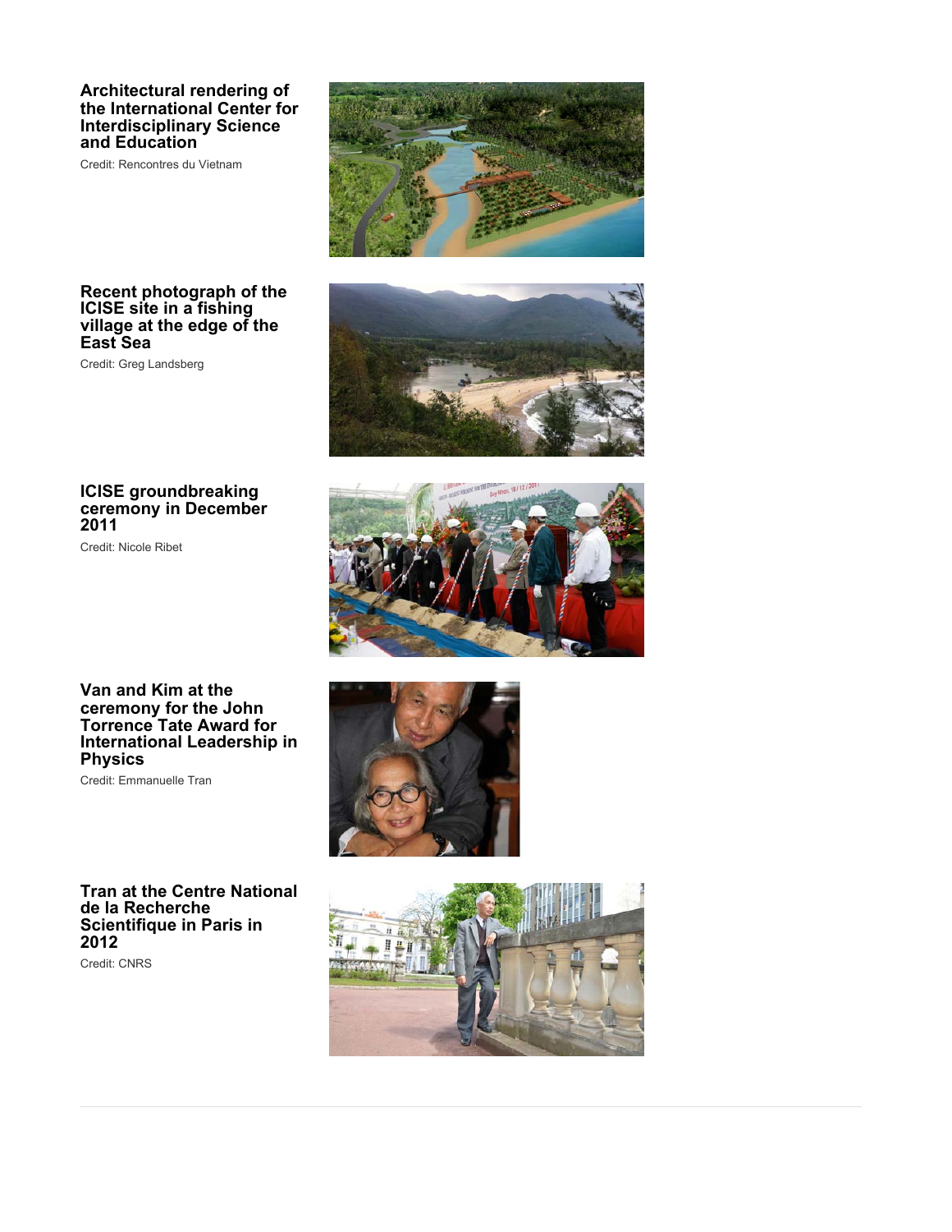**Architectural rendering of the International Center for Interdisciplinary Science and Education**

Credit: Rencontres du Vietnam

**Recent photograph of the ICISE site in a fishing village at the edge of the East Sea**

Credit: Greg Landsberg

**ICISE groundbreaking ceremony in December 2011**

Credit: Nicole Ribet

**Van and Kim at the ceremony for the John Torrence Tate Award for International Leadership in Physics**

Credit: Emmanuelle Tran

**Tran at the Centre National de la Recherche Scientifique in Paris in 2012**

Credit: CNRS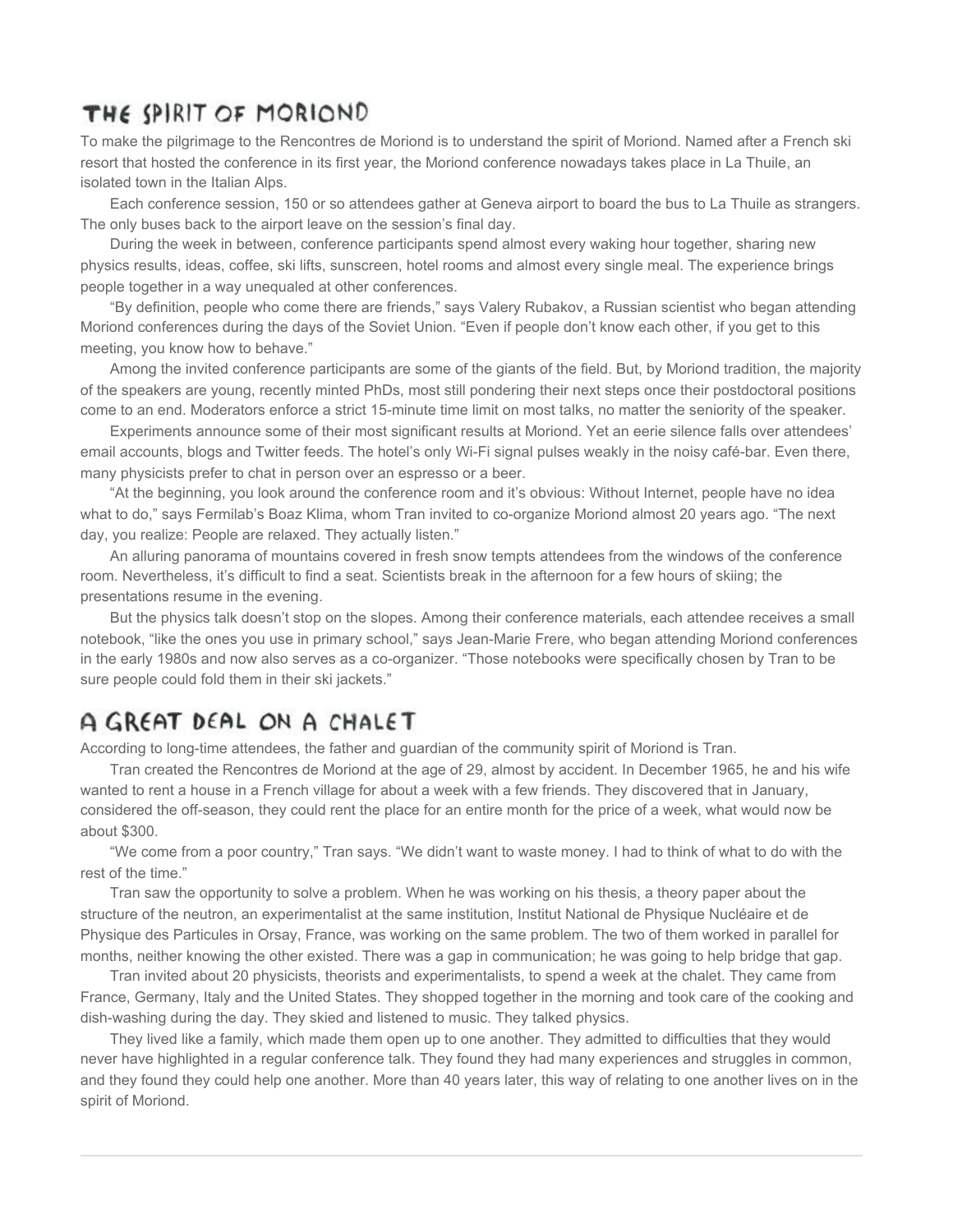## THE SPIRIT OF MORIOND

To make the pilgrimage to the Rencontres de Moriond is to understand the spirit of Moriond. Named after a French ski resort that hosted the conference in its first year, the Moriond conference nowadays takes place in La Thuile, an isolated town in the Italian Alps.

Each conference session, 150 or so attendees gather at Geneva airport to board the bus to La Thuile as strangers. The only buses back to the airport leave on the session's final day.

During the week in between, conference participants spend almost every waking hour together, sharing new physics results, ideas, coffee, ski lifts, sunscreen, hotel rooms and almost every single meal. The experience brings people together in a way unequaled at other conferences.

"By definition, people who come there are friends," says Valery Rubakov, a Russian scientist who began attending Moriond conferences during the days of the Soviet Union. "Even if people don't know each other, if you get to this meeting, you know how to behave."

Among the invited conference participants are some of the giants of the field. But, by Moriond tradition, the majority of the speakers are young, recently minted PhDs, most still pondering their next steps once their postdoctoral positions come to an end. Moderators enforce a strict 15-minute time limit on most talks, no matter the seniority of the speaker.

Experiments announce some of their most significant results at Moriond. Yet an eerie silence falls over attendees' email accounts, blogs and Twitter feeds. The hotel's only Wi-Fi signal pulses weakly in the noisy café-bar. Even there, many physicists prefer to chat in person over an espresso or a beer.

"At the beginning, you look around the conference room and it's obvious: Without Internet, people have no idea what to do," says Fermilab's Boaz Klima, whom Tran invited to co-organize Moriond almost 20 years ago. "The next day, you realize: People are relaxed. They actually listen."

An alluring panorama of mountains covered in fresh snow tempts attendees from the windows of the conference room. Nevertheless, it's difficult to find a seat. Scientists break in the afternoon for a few hours of skiing; the presentations resume in the evening.

But the physics talk doesn't stop on the slopes. Among their conference materials, each attendee receives a small notebook, "like the ones you use in primary school," says Jean-Marie Frere, who began attending Moriond conferences in the early 1980s and now also serves as a co-organizer. "Those notebooks were specifically chosen by Tran to be sure people could fold them in their ski jackets."

## A GREAT DEAL ON A CHALET

According to long-time attendees, the father and guardian of the community spirit of Moriond is Tran.

Tran created the Rencontres de Moriond at the age of 29, almost by accident. In December 1965, he and his wife wanted to rent a house in a French village for about a week with a few friends. They discovered that in January, considered the off-season, they could rent the place for an entire month for the price of a week, what would now be about $300.

"We come from a poor country," Tran says. "We didn't want to waste money. I had to think of what to do with the rest of the time."

Tran saw the opportunity to solve a problem. When he was working on his thesis, a theory paper about the structure of the neutron, an experimentalist at the same institution, Institut National de Physique Nucléaire et de Physique des Particules in Orsay, France, was working on the same problem. The two of them worked in parallel for months, neither knowing the other existed. There was a gap in communication; he was going to help bridge that gap.

Tran invited about 20 physicists, theorists and experimentalists, to spend a week at the chalet. They came from France, Germany, Italy and the United States. They shopped together in the morning and took care of the cooking and dish-washing during the day. They skied and listened to music. They talked physics.

They lived like a family, which made them open up to one another. They admitted to difficulties that they would never have highlighted in a regular conference talk. They found they had many experiences and struggles in common, and they found they could help one another. More than 40 years later, this way of relating to one another lives on in the spirit of Moriond.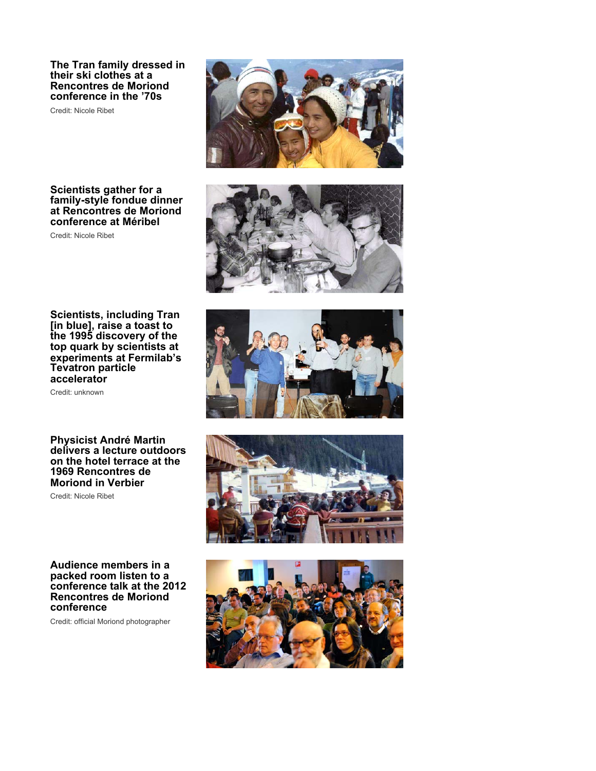**The Tran family dressed in their ski clothes at a Rencontres de Moriond conference in the '70s**

Credit: Nicole Ribet

**Scientists gather for a family-style fondue dinner at Rencontres de Moriond conference at Méribel**

Credit: Nicole Ribet

**Scientists, including Tran [in blue], raise a toast to the 1995 discovery of the top quark by scientists at experiments at Fermilab's Tevatron particle accelerator**

Credit: unknown

**Physicist André Martin delivers a lecture outdoors on the hotel terrace at the 1969 Rencontres de Moriond in Verbier**

Credit: Nicole Ribet

**Audience members in a packed room listen to a conference talk at the 2012 Rencontres de Moriond conference**

Credit: official Moriond photographer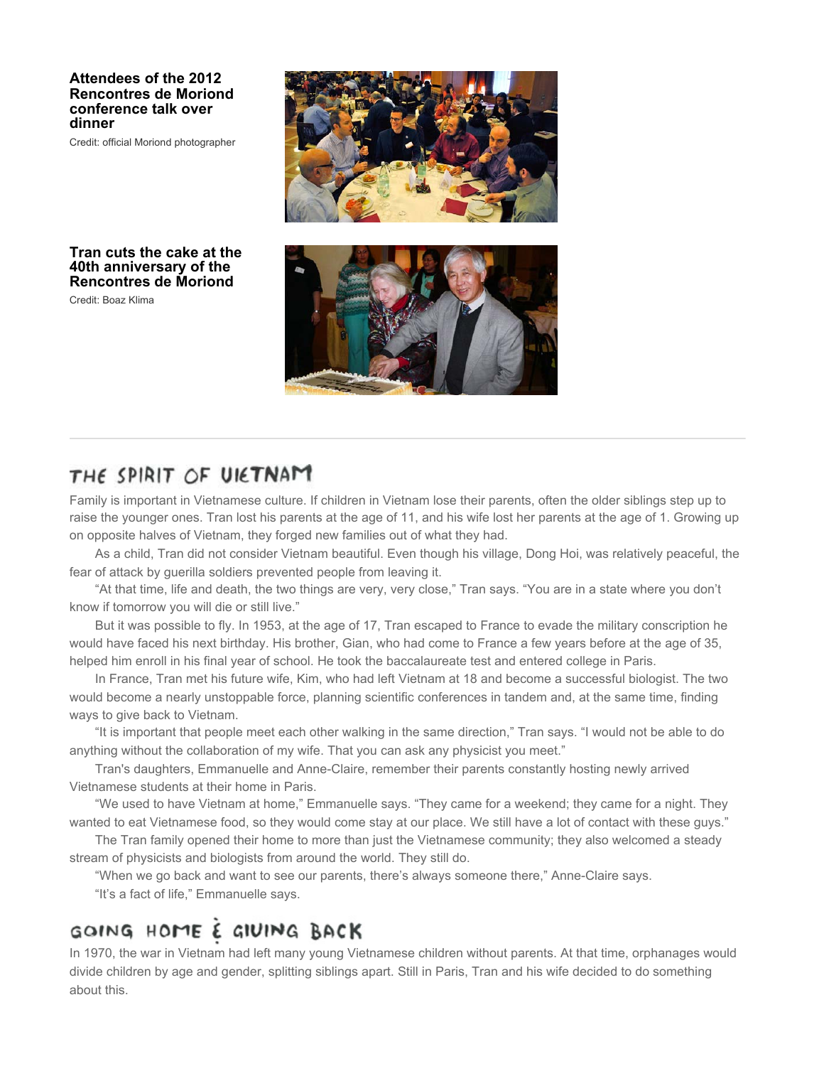**Attendees of the 2012 Rencontres de Moriond conference talk over dinner**

Credit: official Moriond photographer

**Tran cuts the cake at the 40th anniversary of the Rencontres de Moriond**

Credit: Boaz Klima

---

## THE SPIRIT OF VIETNAM

Family is important in Vietnamese culture. If children in Vietnam lose their parents, often the older siblings step up to raise the younger ones. Tran lost his parents at the age of 11, and his wife lost her parents at the age of 1. Growing up on opposite halves of Vietnam, they forged new families out of what they had.

As a child, Tran did not consider Vietnam beautiful. Even though his village, Dong Hoi, was relatively peaceful, the fear of attack by guerilla soldiers prevented people from leaving it.

"At that time, life and death, the two things are very, very close," Tran says. "You are in a state where you don't know if tomorrow you will die or still live."

But it was possible to fly. In 1953, at the age of 17, Tran escaped to France to evade the military conscription he would have faced his next birthday. His brother, Gian, who had come to France a few years before at the age of 35, helped him enroll in his final year of school. He took the baccalaureate test and entered college in Paris.

In France, Tran met his future wife, Kim, who had left Vietnam at 18 and become a successful biologist. The two would become a nearly unstoppable force, planning scientific conferences in tandem and, at the same time, finding ways to give back to Vietnam.

"It is important that people meet each other walking in the same direction," Tran says. "I would not be able to do anything without the collaboration of my wife. That you can ask any physicist you meet."

Tran's daughters, Emmanuelle and Anne-Claire, remember their parents constantly hosting newly arrived Vietnamese students at their home in Paris.

"We used to have Vietnam at home," Emmanuelle says. "They came for a weekend; they came for a night. They wanted to eat Vietnamese food, so they would come stay at our place. We still have a lot of contact with these guys."

The Tran family opened their home to more than just the Vietnamese community; they also welcomed a steady stream of physicists and biologists from around the world. They still do.

"When we go back and want to see our parents, there's always someone there," Anne-Claire says.

"It's a fact of life," Emmanuelle says.

## GOING HOME & GIVING BACK

In 1970, the war in Vietnam had left many young Vietnamese children without parents. At that time, orphanages would divide children by age and gender, splitting siblings apart. Still in Paris, Tran and his wife decided to do something about this.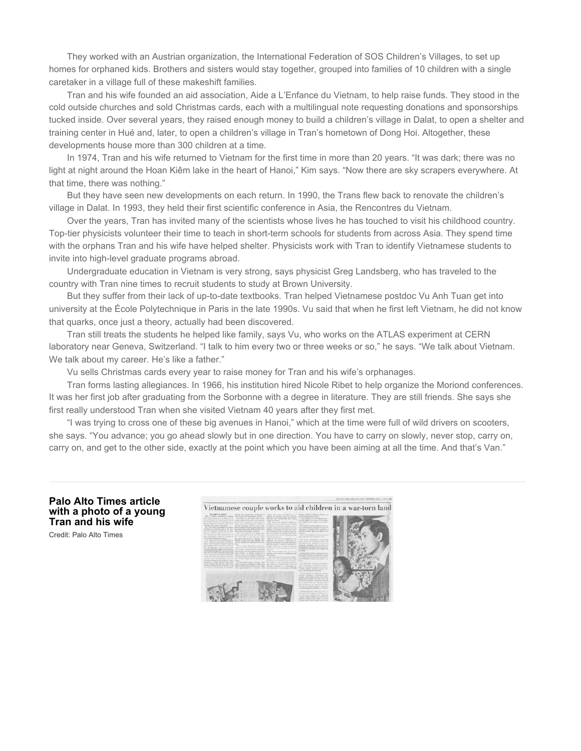They worked with an Austrian organization, the International Federation of SOS Children's Villages, to set up homes for orphaned kids. Brothers and sisters would stay together, grouped into families of 10 children with a single caretaker in a village full of these makeshift families.

Tran and his wife founded an aid association, Aide a L'Enfance du Vietnam, to help raise funds. They stood in the cold outside churches and sold Christmas cards, each with a multilingual note requesting donations and sponsorships tucked inside. Over several years, they raised enough money to build a children's village in Dalat, to open a shelter and training center in Hué and, later, to open a children's village in Tran's hometown of Dong Hoi. Altogether, these developments house more than 300 children at a time.

In 1974, Tran and his wife returned to Vietnam for the first time in more than 20 years. "It was dark; there was no light at night around the Hoan Kiêm lake in the heart of Hanoi," Kim says. "Now there are sky scrapers everywhere. At that time, there was nothing."

But they have seen new developments on each return. In 1990, the Trans flew back to renovate the children's village in Dalat. In 1993, they held their first scientific conference in Asia, the Rencontres du Vietnam.

Over the years, Tran has invited many of the scientists whose lives he has touched to visit his childhood country. Top-tier physicists volunteer their time to teach in short-term schools for students from across Asia. They spend time with the orphans Tran and his wife have helped shelter. Physicists work with Tran to identify Vietnamese students to invite into high-level graduate programs abroad.

Undergraduate education in Vietnam is very strong, says physicist Greg Landsberg, who has traveled to the country with Tran nine times to recruit students to study at Brown University.

But they suffer from their lack of up-to-date textbooks. Tran helped Vietnamese postdoc Vu Anh Tuan get into university at the École Polytechnique in Paris in the late 1990s. Vu said that when he first left Vietnam, he did not know that quarks, once just a theory, actually had been discovered.

Tran still treats the students he helped like family, says Vu, who works on the ATLAS experiment at CERN laboratory near Geneva, Switzerland. "I talk to him every two or three weeks or so," he says. "We talk about Vietnam. We talk about my career. He's like a father."

Vu sells Christmas cards every year to raise money for Tran and his wife's orphanages.

Tran forms lasting allegiances. In 1966, his institution hired Nicole Ribet to help organize the Moriond conferences. It was her first job after graduating from the Sorbonne with a degree in literature. They are still friends. She says she first really understood Tran when she visited Vietnam 40 years after they first met.

"I was trying to cross one of these big avenues in Hanoi," which at the time were full of wild drivers on scooters, she says. "You advance; you go ahead slowly but in one direction. You have to carry on slowly, never stop, carry on, carry on, and get to the other side, exactly at the point which you have been aiming at all the time. And that's Van."

---

**Palo Alto Times article with a photo of a young Tran and his wife**

Credit: Palo Alto Times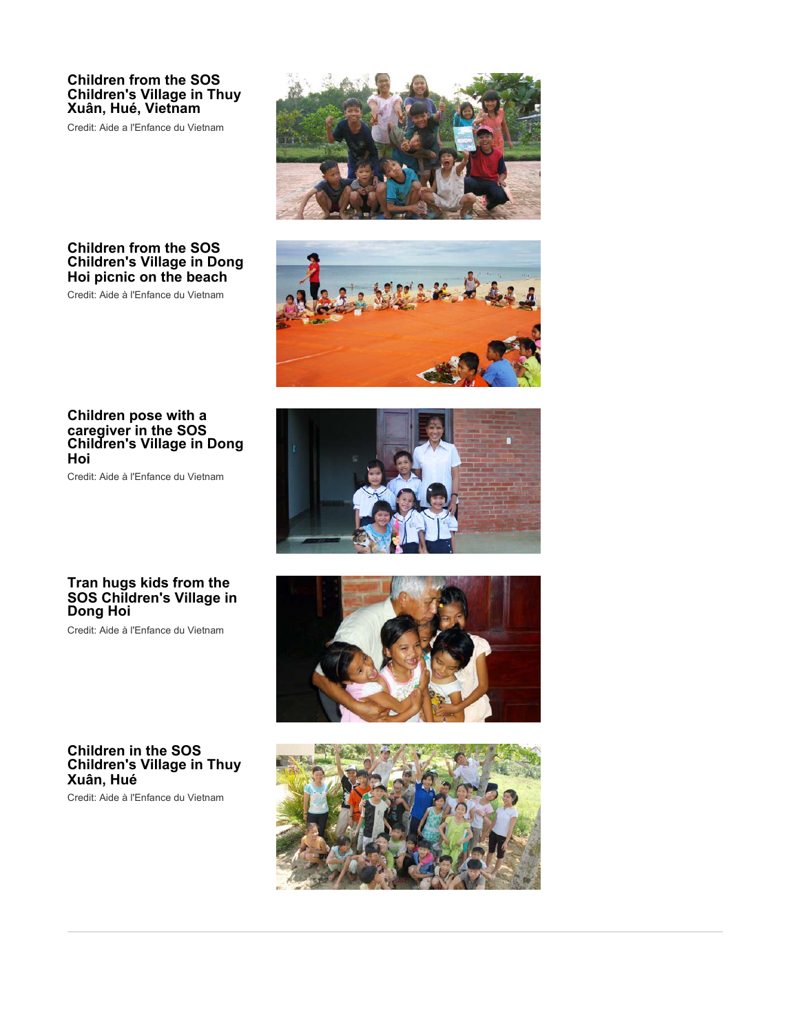**Children from the SOS Children's Village in Thuy Xuân, Hué, Vietnam**

Credit: Aide a l'Enfance du Vietnam

**Children from the SOS Children's Village in Dong Hoi picnic on the beach**

Credit: Aide à l'Enfance du Vietnam

**Children pose with a caregiver in the SOS Children's Village in Dong Hoi**

Credit: Aide à l'Enfance du Vietnam

**Tran hugs kids from the SOS Children's Village in Dong Hoi**

Credit: Aide à l'Enfance du Vietnam

**Children in the SOS Children's Village in Thuy Xuân, Hué**

Credit: Aide à l'Enfance du Vietnam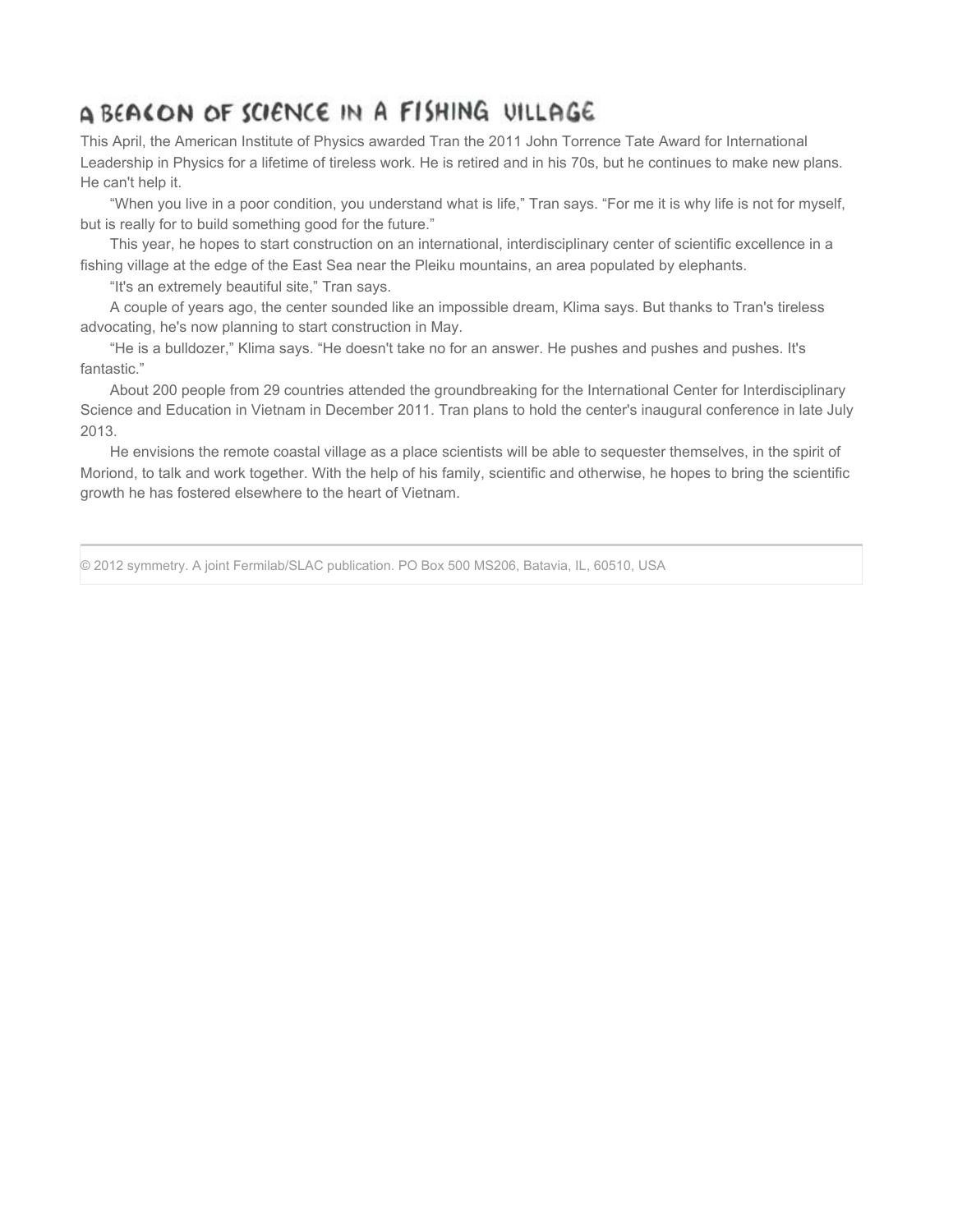## A BEACON OF SCIENCE IN A FISHING VILLAGE

This April, the American Institute of Physics awarded Tran the 2011 John Torrence Tate Award for International Leadership in Physics for a lifetime of tireless work. He is retired and in his 70s, but he continues to make new plans. He can't help it.

"When you live in a poor condition, you understand what is life," Tran says. "For me it is why life is not for myself, but is really for to build something good for the future."

This year, he hopes to start construction on an international, interdisciplinary center of scientific excellence in a fishing village at the edge of the East Sea near the Pleiku mountains, an area populated by elephants.

"It's an extremely beautiful site," Tran says.

A couple of years ago, the center sounded like an impossible dream, Klima says. But thanks to Tran's tireless advocating, he's now planning to start construction in May.

"He is a bulldozer," Klima says. "He doesn't take no for an answer. He pushes and pushes and pushes. It's fantastic."

About 200 people from 29 countries attended the groundbreaking for the International Center for Interdisciplinary Science and Education in Vietnam in December 2011. Tran plans to hold the center's inaugural conference in late July 2013.

He envisions the remote coastal village as a place scientists will be able to sequester themselves, in the spirit of Moriond, to talk and work together. With the help of his family, scientific and otherwise, he hopes to bring the scientific growth he has fostered elsewhere to the heart of Vietnam.

© 2012 symmetry. A joint Fermilab/SLAC publication. PO Box 500 MS206, Batavia, IL, 60510, USA